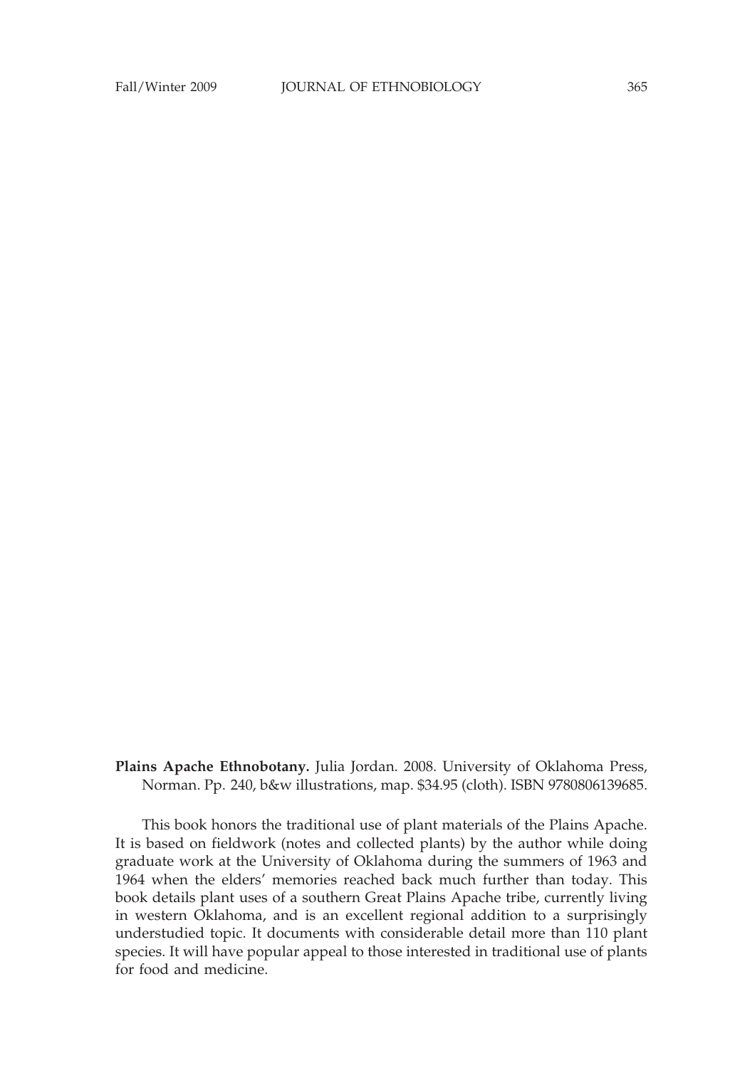**Plains Apache Ethnobotany.** Julia Jordan. 2008. University of Oklahoma Press, Norman. Pp. 240, b&w illustrations, map. $34.95 (cloth). ISBN 9780806139685.

This book honors the traditional use of plant materials of the Plains Apache. It is based on fieldwork (notes and collected plants) by the author while doing graduate work at the University of Oklahoma during the summers of 1963 and 1964 when the elders' memories reached back much further than today. This book details plant uses of a southern Great Plains Apache tribe, currently living in western Oklahoma, and is an excellent regional addition to a surprisingly understudied topic. It documents with considerable detail more than 110 plant species. It will have popular appeal to those interested in traditional use of plants for food and medicine.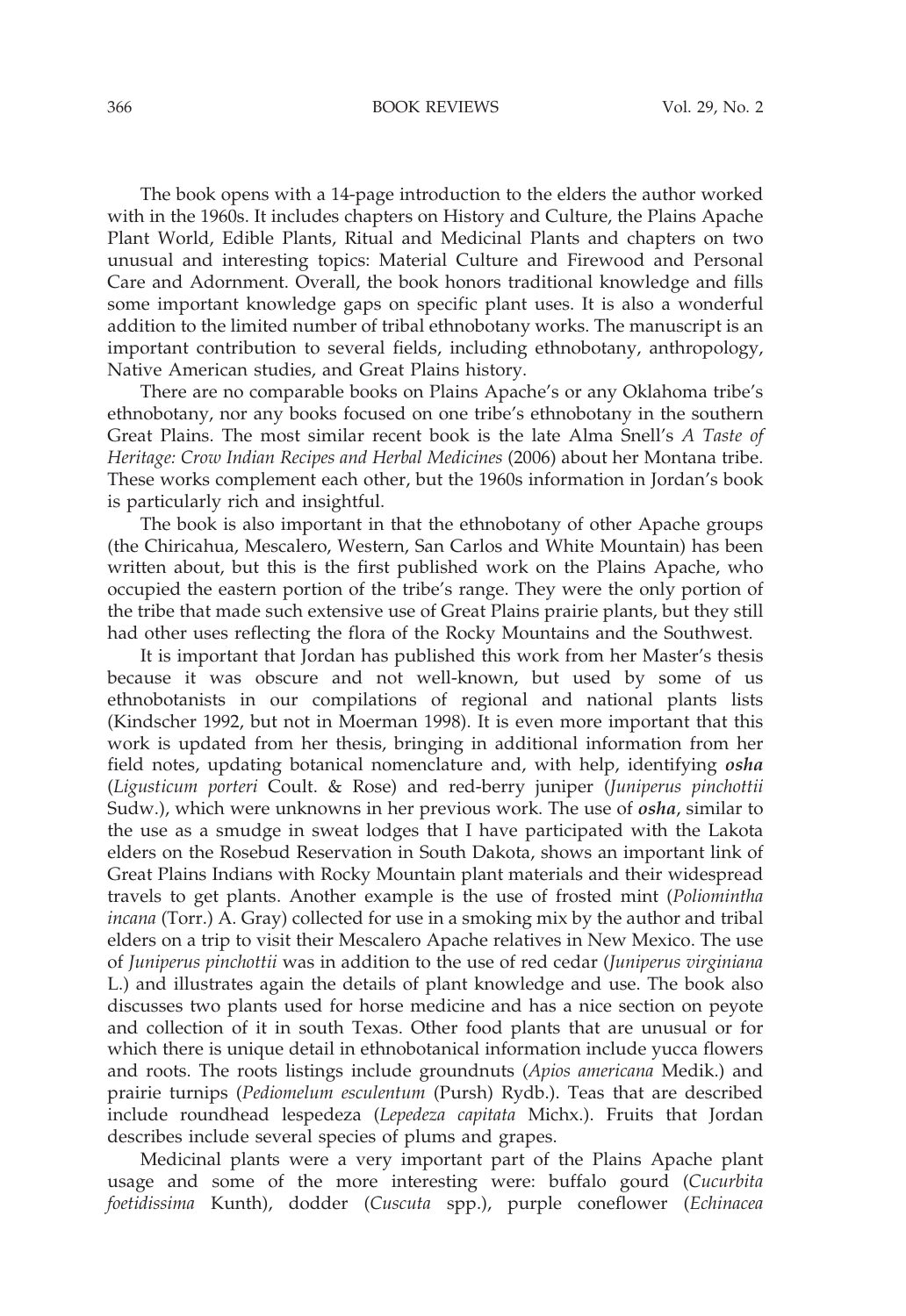The book opens with a 14-page introduction to the elders the author worked with in the 1960s. It includes chapters on History and Culture, the Plains Apache Plant World, Edible Plants, Ritual and Medicinal Plants and chapters on two unusual and interesting topics: Material Culture and Firewood and Personal Care and Adornment. Overall, the book honors traditional knowledge and fills some important knowledge gaps on specific plant uses. It is also a wonderful addition to the limited number of tribal ethnobotany works. The manuscript is an important contribution to several fields, including ethnobotany, anthropology, Native American studies, and Great Plains history.

There are no comparable books on Plains Apache's or any Oklahoma tribe's ethnobotany, nor any books focused on one tribe's ethnobotany in the southern Great Plains. The most similar recent book is the late Alma Snell's *A Taste of Heritage: Crow Indian Recipes and Herbal Medicines* (2006) about her Montana tribe. These works complement each other, but the 1960s information in Jordan's book is particularly rich and insightful.

The book is also important in that the ethnobotany of other Apache groups (the Chiricahua, Mescalero, Western, San Carlos and White Mountain) has been written about, but this is the first published work on the Plains Apache, who occupied the eastern portion of the tribe's range. They were the only portion of the tribe that made such extensive use of Great Plains prairie plants, but they still had other uses reflecting the flora of the Rocky Mountains and the Southwest.

It is important that Jordan has published this work from her Master's thesis because it was obscure and not well-known, but used by some of us ethnobotanists in our compilations of regional and national plants lists (Kindscher 1992, but not in Moerman 1998). It is even more important that this work is updated from her thesis, bringing in additional information from her field notes, updating botanical nomenclature and, with help, identifying ***osha*** (*Ligusticum porteri* Coult. & Rose) and red-berry juniper (*Juniperus pinchottii* Sudw.), which were unknowns in her previous work. The use of ***osha***, similar to the use as a smudge in sweat lodges that I have participated with the Lakota elders on the Rosebud Reservation in South Dakota, shows an important link of Great Plains Indians with Rocky Mountain plant materials and their widespread travels to get plants. Another example is the use of frosted mint (*Poliomintha incana* (Torr.) A. Gray) collected for use in a smoking mix by the author and tribal elders on a trip to visit their Mescalero Apache relatives in New Mexico. The use of *Juniperus pinchottii* was in addition to the use of red cedar (*Juniperus virginiana* L.) and illustrates again the details of plant knowledge and use. The book also discusses two plants used for horse medicine and has a nice section on peyote and collection of it in south Texas. Other food plants that are unusual or for which there is unique detail in ethnobotanical information include yucca flowers and roots. The roots listings include groundnuts (*Apios americana* Medik.) and prairie turnips (*Pediomelum esculentum* (Pursh) Rydb.). Teas that are described include roundhead lespedeza (*Lepedeza capitata* Michx.). Fruits that Jordan describes include several species of plums and grapes.

Medicinal plants were a very important part of the Plains Apache plant usage and some of the more interesting were: buffalo gourd (*Cucurbita foetidissima* Kunth), dodder (*Cuscuta* spp.), purple coneflower (*Echinacea*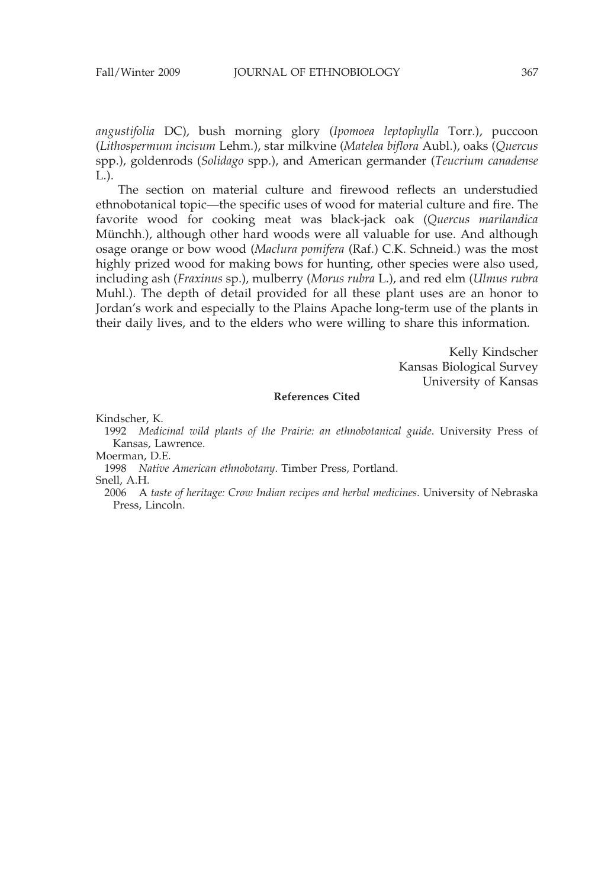*angustifolia* DC), bush morning glory (*Ipomoea leptophylla* Torr.), puccoon (*Lithospermum incisum* Lehm.), star milkvine (*Matelea biflora* Aubl.), oaks (*Quercus* spp.), goldenrods (*Solidago* spp.), and American germander (*Teucrium canadense* L.).

The section on material culture and firewood reflects an understudied ethnobotanical topic—the specific uses of wood for material culture and fire. The favorite wood for cooking meat was black-jack oak (*Quercus marilandica* Münchh.), although other hard woods were all valuable for use. And although osage orange or bow wood (*Maclura pomifera* (Raf.) C.K. Schneid.) was the most highly prized wood for making bows for hunting, other species were also used, including ash (*Fraxinus* sp.), mulberry (*Morus rubra* L.), and red elm (*Ulmus rubra* Muhl.). The depth of detail provided for all these plant uses are an honor to Jordan's work and especially to the Plains Apache long-term use of the plants in their daily lives, and to the elders who were willing to share this information.

Kelly Kindscher
Kansas Biological Survey
University of Kansas

**References Cited**

Kindscher, K.
1992 *Medicinal wild plants of the Prairie: an ethnobotanical guide*. University Press of Kansas, Lawrence.

Moerman, D.E.
1998 *Native American ethnobotany*. Timber Press, Portland.

Snell, A.H.
2006 A *taste of heritage: Crow Indian recipes and herbal medicines*. University of Nebraska Press, Lincoln.